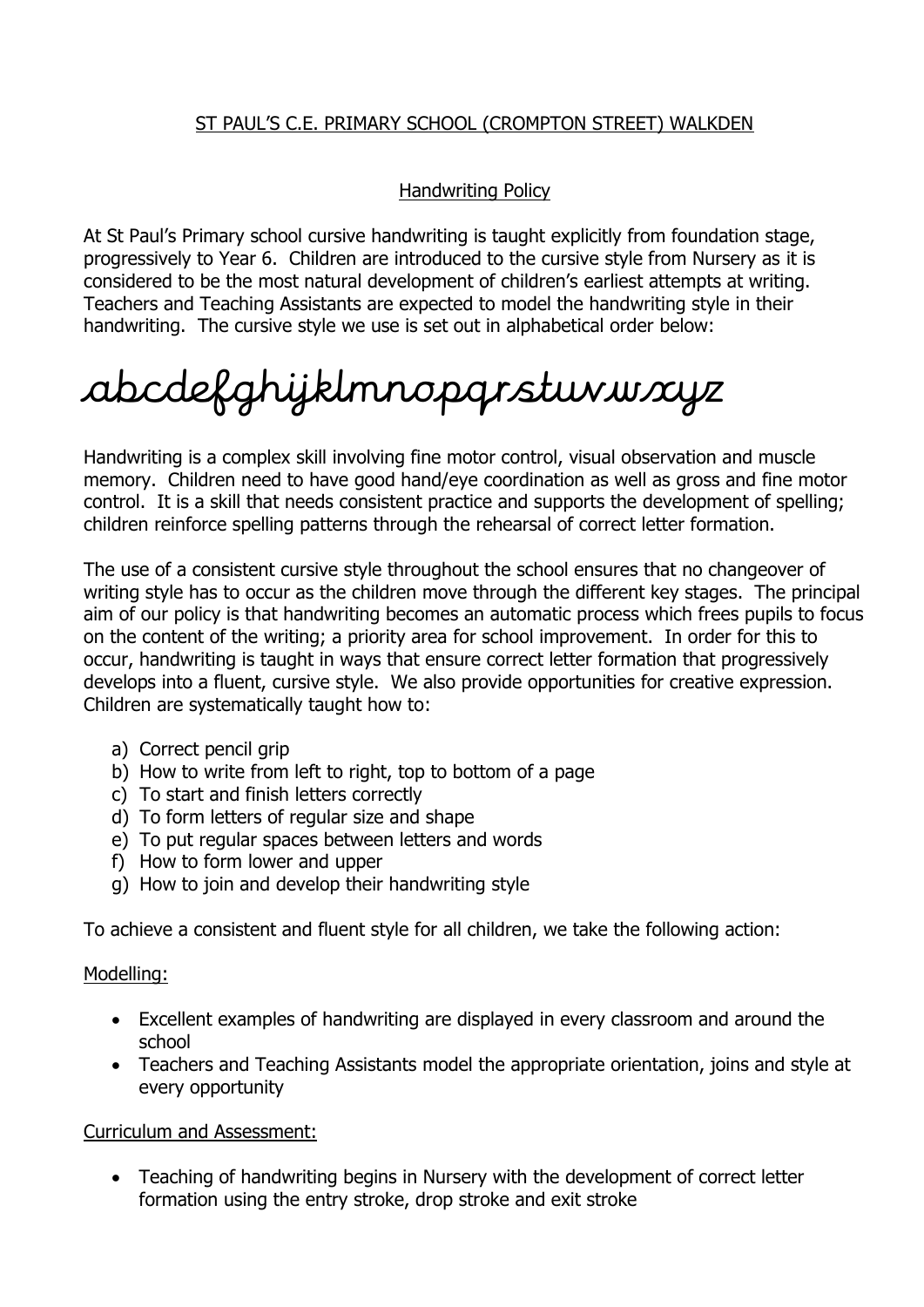# ST PAUL'S C.E. PRIMARY SCHOOL (CROMPTON STREET) WALKDEN

## Handwriting Policy

At St Paul's Primary school cursive handwriting is taught explicitly from foundation stage, progressively to Year 6. Children are introduced to the cursive style from Nursery as it is considered to be the most natural development of children's earliest attempts at writing. Teachers and Teaching Assistants are expected to model the handwriting style in their handwriting. The cursive style we use is set out in alphabetical order below:

abcdefghijklmnopqrstuvwxyz

Handwriting is a complex skill involving fine motor control, visual observation and muscle memory. Children need to have good hand/eye coordination as well as gross and fine motor control. It is a skill that needs consistent practice and supports the development of spelling; children reinforce spelling patterns through the rehearsal of correct letter formation.

The use of a consistent cursive style throughout the school ensures that no changeover of writing style has to occur as the children move through the different key stages. The principal aim of our policy is that handwriting becomes an automatic process which frees pupils to focus on the content of the writing; a priority area for school improvement. In order for this to occur, handwriting is taught in ways that ensure correct letter formation that progressively develops into a fluent, cursive style. We also provide opportunities for creative expression. Children are systematically taught how to:

a) Correct pencil grip
b) How to write from left to right, top to bottom of a page
c) To start and finish letters correctly
d) To form letters of regular size and shape
e) To put regular spaces between letters and words
f) How to form lower and upper
g) How to join and develop their handwriting style

To achieve a consistent and fluent style for all children, we take the following action:

### Modelling:

- Excellent examples of handwriting are displayed in every classroom and around the school
- Teachers and Teaching Assistants model the appropriate orientation, joins and style at every opportunity

### Curriculum and Assessment:

- Teaching of handwriting begins in Nursery with the development of correct letter formation using the entry stroke, drop stroke and exit stroke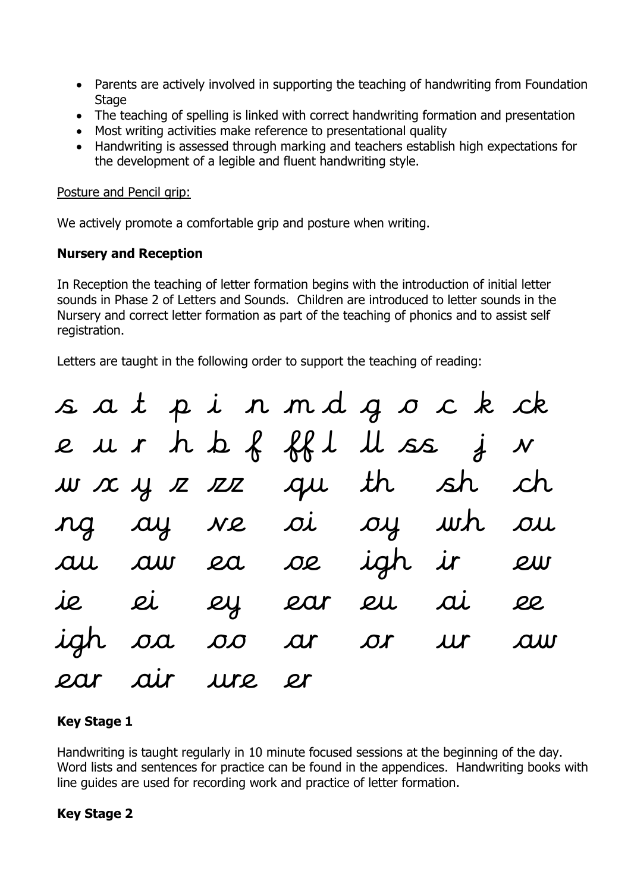- Parents are actively involved in supporting the teaching of handwriting from Foundation Stage
- The teaching of spelling is linked with correct handwriting formation and presentation
- Most writing activities make reference to presentational quality
- Handwriting is assessed through marking and teachers establish high expectations for the development of a legible and fluent handwriting style.

Posture and Pencil grip:

We actively promote a comfortable grip and posture when writing.

**Nursery and Reception**

In Reception the teaching of letter formation begins with the introduction of initial letter sounds in Phase 2 of Letters and Sounds. Children are introduced to letter sounds in the Nursery and correct letter formation as part of the teaching of phonics and to assist self registration.

Letters are taught in the following order to support the teaching of reading:

s a t p i n m d g o c k ck
e u r h b f ff l ll ss j v
w x y z zz qu th sh ch
ng ay ve oi oy wh ou
au aw ea oe igh ir ew
ie ei ey ear eu ai ee
igh oa oo ar or ur aw
ear air ure er

**Key Stage 1**

Handwriting is taught regularly in 10 minute focused sessions at the beginning of the day. Word lists and sentences for practice can be found in the appendices. Handwriting books with line guides are used for recording work and practice of letter formation.

**Key Stage 2**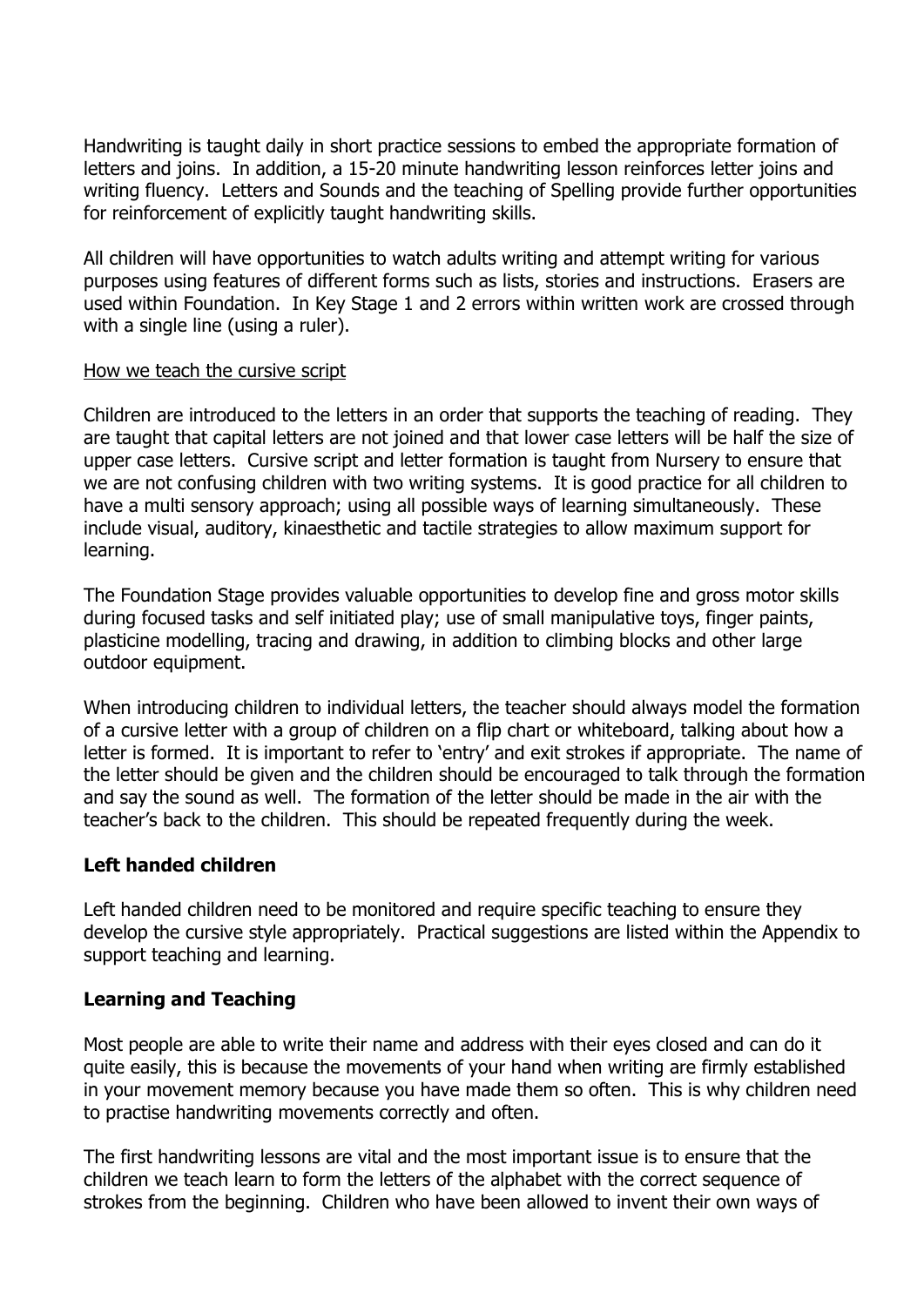Handwriting is taught daily in short practice sessions to embed the appropriate formation of letters and joins. In addition, a 15-20 minute handwriting lesson reinforces letter joins and writing fluency. Letters and Sounds and the teaching of Spelling provide further opportunities for reinforcement of explicitly taught handwriting skills.

All children will have opportunities to watch adults writing and attempt writing for various purposes using features of different forms such as lists, stories and instructions. Erasers are used within Foundation. In Key Stage 1 and 2 errors within written work are crossed through with a single line (using a ruler).

<u>How we teach the cursive script</u>

Children are introduced to the letters in an order that supports the teaching of reading. They are taught that capital letters are not joined and that lower case letters will be half the size of upper case letters. Cursive script and letter formation is taught from Nursery to ensure that we are not confusing children with two writing systems. It is good practice for all children to have a multi sensory approach; using all possible ways of learning simultaneously. These include visual, auditory, kinaesthetic and tactile strategies to allow maximum support for learning.

The Foundation Stage provides valuable opportunities to develop fine and gross motor skills during focused tasks and self initiated play; use of small manipulative toys, finger paints, plasticine modelling, tracing and drawing, in addition to climbing blocks and other large outdoor equipment.

When introducing children to individual letters, the teacher should always model the formation of a cursive letter with a group of children on a flip chart or whiteboard, talking about how a letter is formed. It is important to refer to 'entry' and exit strokes if appropriate. The name of the letter should be given and the children should be encouraged to talk through the formation and say the sound as well. The formation of the letter should be made in the air with the teacher's back to the children. This should be repeated frequently during the week.

**Left handed children**

Left handed children need to be monitored and require specific teaching to ensure they develop the cursive style appropriately. Practical suggestions are listed within the Appendix to support teaching and learning.

**Learning and Teaching**

Most people are able to write their name and address with their eyes closed and can do it quite easily, this is because the movements of your hand when writing are firmly established in your movement memory because you have made them so often. This is why children need to practise handwriting movements correctly and often.

The first handwriting lessons are vital and the most important issue is to ensure that the children we teach learn to form the letters of the alphabet with the correct sequence of strokes from the beginning. Children who have been allowed to invent their own ways of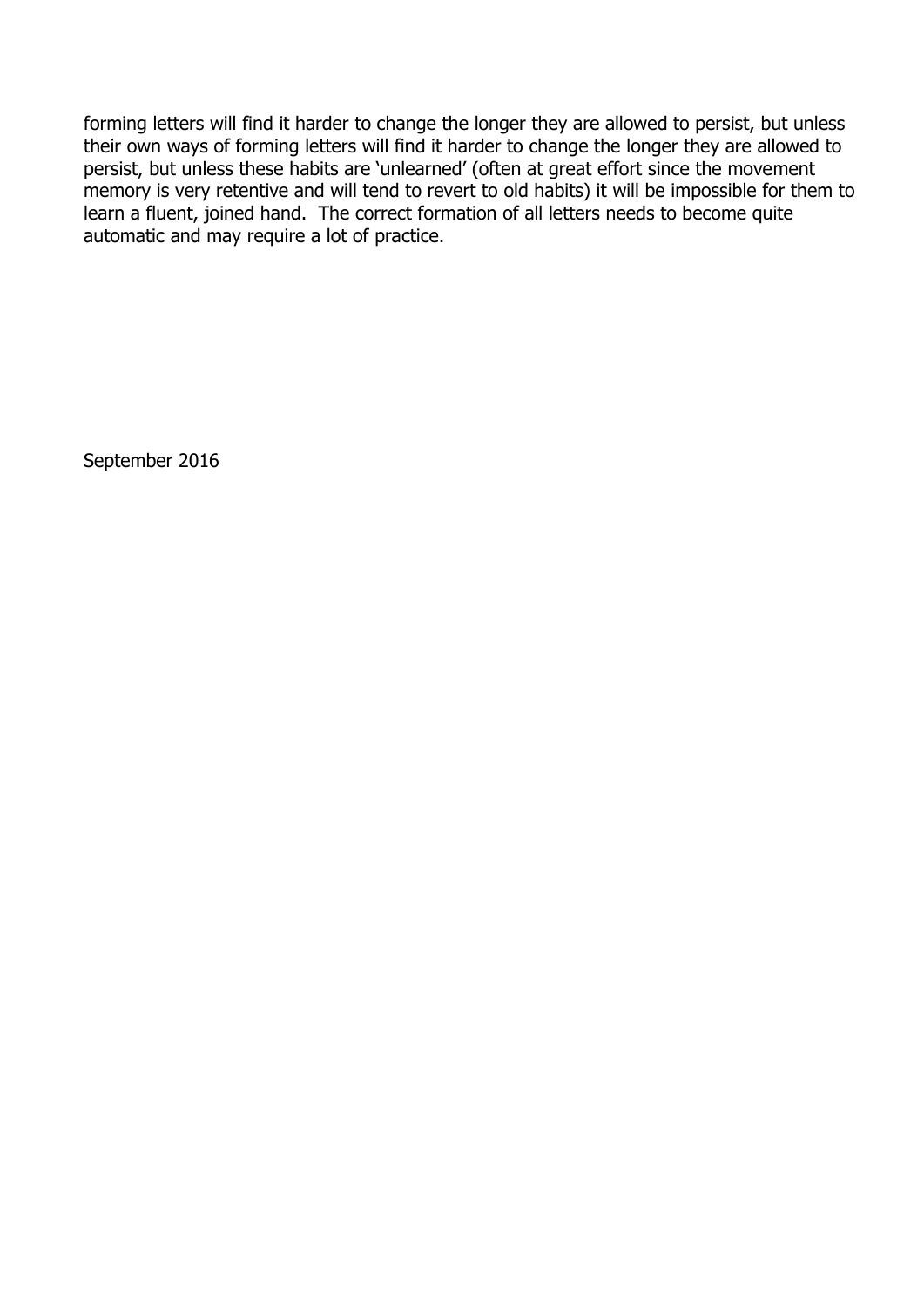forming letters will find it harder to change the longer they are allowed to persist, but unless their own ways of forming letters will find it harder to change the longer they are allowed to persist, but unless these habits are 'unlearned' (often at great effort since the movement memory is very retentive and will tend to revert to old habits) it will be impossible for them to learn a fluent, joined hand. The correct formation of all letters needs to become quite automatic and may require a lot of practice.

September 2016